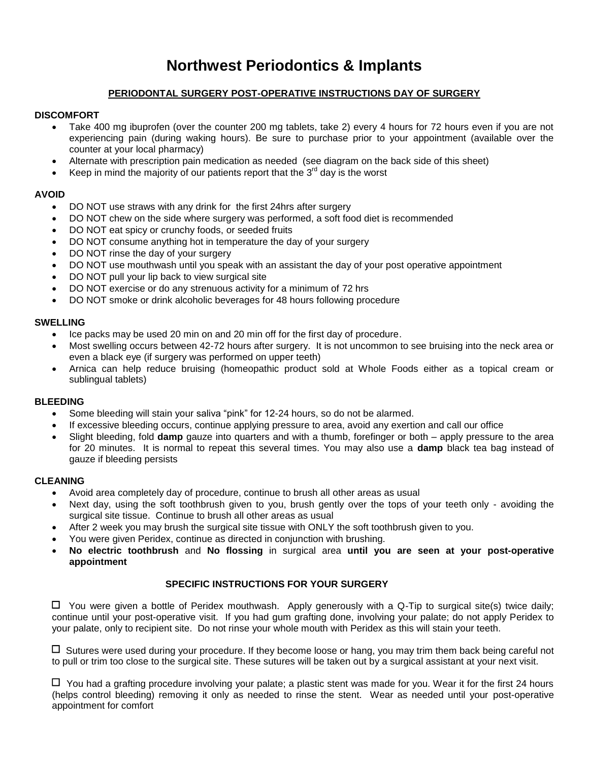# Northwest Periodontics & Implants

## PERIODONTAL SURGERY POST-OPERATIVE INSTRUCTIONS DAY OF SURGERY

### DISCOMFORT

- Take 400 mg ibuprofen (over the counter 200 mg tablets, take 2) every 4 hours for 72 hours even if you are not experiencing pain (during waking hours). Be sure to purchase prior to your appointment (available over the counter at your local pharmacy)
- Alternate with prescription pain medication as needed (see diagram on the back side of this sheet)
- Keep in mind the majority of our patients report that the 3rd day is the worst

### AVOID

- DO NOT use straws with any drink for the first 24hrs after surgery
- DO NOT chew on the side where surgery was performed, a soft food diet is recommended
- DO NOT eat spicy or crunchy foods, or seeded fruits
- DO NOT consume anything hot in temperature the day of your surgery
- DO NOT rinse the day of your surgery
- DO NOT use mouthwash until you speak with an assistant the day of your post operative appointment
- DO NOT pull your lip back to view surgical site
- DO NOT exercise or do any strenuous activity for a minimum of 72 hrs
- DO NOT smoke or drink alcoholic beverages for 48 hours following procedure

### SWELLING

- Ice packs may be used 20 min on and 20 min off for the first day of procedure.
- Most swelling occurs between 42-72 hours after surgery. It is not uncommon to see bruising into the neck area or even a black eye (if surgery was performed on upper teeth)
- Arnica can help reduce bruising (homeopathic product sold at Whole Foods either as a topical cream or sublingual tablets)

### BLEEDING

- Some bleeding will stain your saliva "pink" for 12-24 hours, so do not be alarmed.
- If excessive bleeding occurs, continue applying pressure to area, avoid any exertion and call our office
- Slight bleeding, fold **damp** gauze into quarters and with a thumb, forefinger or both – apply pressure to the area for 20 minutes. It is normal to repeat this several times. You may also use a **damp** black tea bag instead of gauze if bleeding persists

### CLEANING

- Avoid area completely day of procedure, continue to brush all other areas as usual
- Next day, using the soft toothbrush given to you, brush gently over the tops of your teeth only - avoiding the surgical site tissue. Continue to brush all other areas as usual
- After 2 week you may brush the surgical site tissue with ONLY the soft toothbrush given to you.
- You were given Peridex, continue as directed in conjunction with brushing.
- **No electric toothbrush** and **No flossing** in surgical area **until you are seen at your post-operative appointment**

### SPECIFIC INSTRUCTIONS FOR YOUR SURGERY

☐ You were given a bottle of Peridex mouthwash. Apply generously with a Q-Tip to surgical site(s) twice daily; continue until your post-operative visit. If you had gum grafting done, involving your palate; do not apply Peridex to your palate, only to recipient site. Do not rinse your whole mouth with Peridex as this will stain your teeth.

☐ Sutures were used during your procedure. If they become loose or hang, you may trim them back being careful not to pull or trim too close to the surgical site. These sutures will be taken out by a surgical assistant at your next visit.

☐ You had a grafting procedure involving your palate; a plastic stent was made for you. Wear it for the first 24 hours (helps control bleeding) removing it only as needed to rinse the stent. Wear as needed until your post-operative appointment for comfort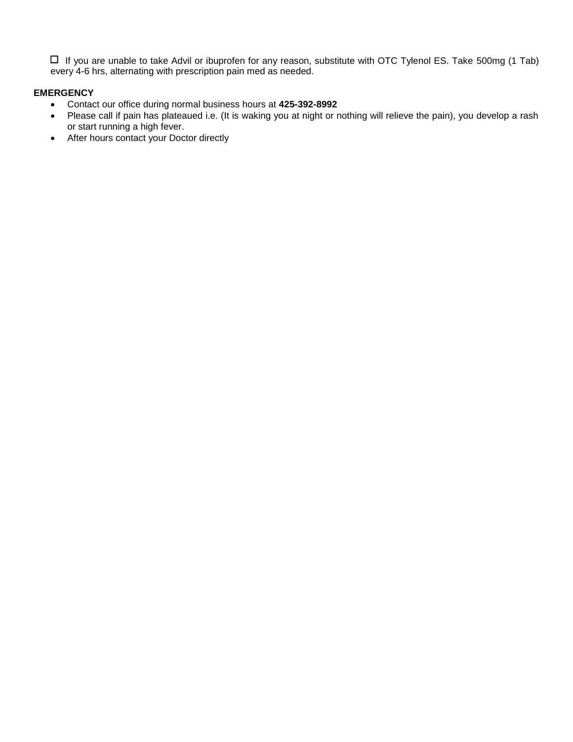☐ If you are unable to take Advil or ibuprofen for any reason, substitute with OTC Tylenol ES. Take 500mg (1 Tab) every 4-6 hrs, alternating with prescription pain med as needed.

**EMERGENCY**

- Contact our office during normal business hours at **425-392-8992**
- Please call if pain has plateaued i.e. (It is waking you at night or nothing will relieve the pain), you develop a rash or start running a high fever.
- After hours contact your Doctor directly